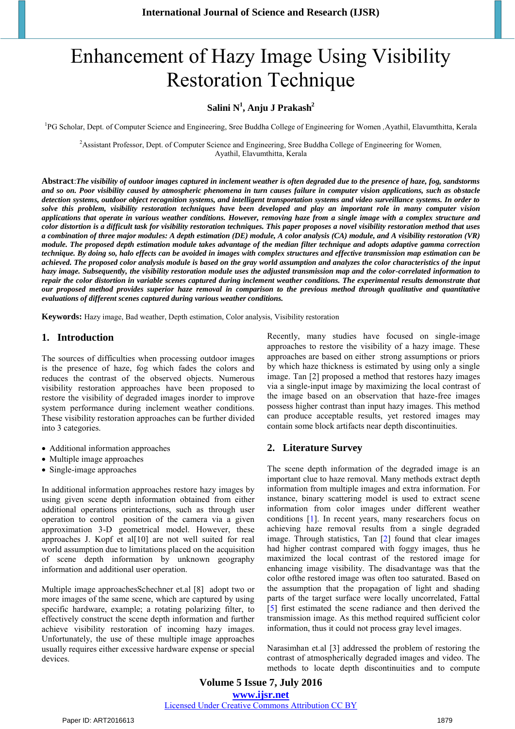# Enhancement of Hazy Image Using Visibility Restoration Technique

**Salini N[1], Anju J Prakash[2]**

[1]PG Scholar, Dept. of Computer Science and Engineering, Sree Buddha College of Engineering for Women ,Ayathil, Elavumthitta, Kerala

[2]Assistant Professor, Dept. of Computer Science and Engineering, Sree Buddha College of Engineering for Women, Ayathil, Elavumthitta, Kerala

**Abstract**:***The visibility of outdoor images captured in inclement weather is often degraded due to the presence of haze, fog, sandstorms and so on. Poor visibility caused by atmospheric phenomena in turn causes failure in computer vision applications, such as obstacle detection systems, outdoor object recognition systems, and intelligent transportation systems and video surveillance systems. In order to solve this problem, visibility restoration techniques have been developed and play an important role in many computer vision applications that operate in various weather conditions. However, removing haze from a single image with a complex structure and color distortion is a difficult task for visibility restoration techniques. This paper proposes a novel visibility restoration method that uses a combination of three major modules: A depth estimation (DE) module, A color analysis (CA) module, and A visibility restoration (VR) module. The proposed depth estimation module takes advantage of the median filter technique and adopts adaptive gamma correction technique. By doing so, halo effects can be avoided in images with complex structures and effective transmission map estimation can be achieved. The proposed color analysis module is based on the gray world assumption and analyzes the color characteristics of the input hazy image. Subsequently, the visibility restoration module uses the adjusted transmission map and the color-correlated information to repair the color distortion in variable scenes captured during inclement weather conditions. The experimental results demonstrate that our proposed method provides superior haze removal in comparison to the previous method through qualitative and quantitative evaluations of different scenes captured during various weather conditions.***

**Keywords:** Hazy image, Bad weather, Depth estimation, Color analysis, Visibility restoration

## 1. Introduction

The sources of difficulties when processing outdoor images is the presence of haze, fog which fades the colors and reduces the contrast of the observed objects. Numerous visibility restoration approaches have been proposed to restore the visibility of degraded images inorder to improve system performance during inclement weather conditions. These visibility restoration approaches can be further divided into 3 categories.

- Additional information approaches
- Multiple image approaches
- Single-image approaches

In additional information approaches restore hazy images by using given scene depth information obtained from either additional operations orinteractions, such as through user operation to control position of the camera via a given approximation 3-D geometrical model. However, these approaches J. Kopf et al[10] are not well suited for real world assumption due to limitations placed on the acquisition of scene depth information by unknown geography information and additional user operation.

Multiple image approachesSchechner et.al [8] adopt two or more images of the same scene, which are captured by using specific hardware, example; a rotating polarizing filter, to effectively construct the scene depth information and further achieve visibility restoration of incoming hazy images. Unfortunately, the use of these multiple image approaches usually requires either excessive hardware expense or special devices.

Recently, many studies have focused on single-image approaches to restore the visibility of a hazy image. These approaches are based on either strong assumptions or priors by which haze thickness is estimated by using only a single image. Tan [2] proposed a method that restores hazy images via a single-input image by maximizing the local contrast of the image based on an observation that haze-free images possess higher contrast than input hazy images. This method can produce acceptable results, yet restored images may contain some block artifacts near depth discontinuities.

## 2. Literature Survey

The scene depth information of the degraded image is an important clue to haze removal. Many methods extract depth information from multiple images and extra information. For instance, binary scattering model is used to extract scene information from color images under different weather conditions [1]. In recent years, many researchers focus on achieving haze removal results from a single degraded image. Through statistics, Tan [2] found that clear images had higher contrast compared with foggy images, thus he maximized the local contrast of the restored image for enhancing image visibility. The disadvantage was that the color ofthe restored image was often too saturated. Based on the assumption that the propagation of light and shading parts of the target surface were locally uncorrelated, Fattal [5] first estimated the scene radiance and then derived the transmission image. As this method required sufficient color information, thus it could not process gray level images.

Narasimhan et.al [3] addressed the problem of restoring the contrast of atmospherically degraded images and video. The methods to locate depth discontinuities and to compute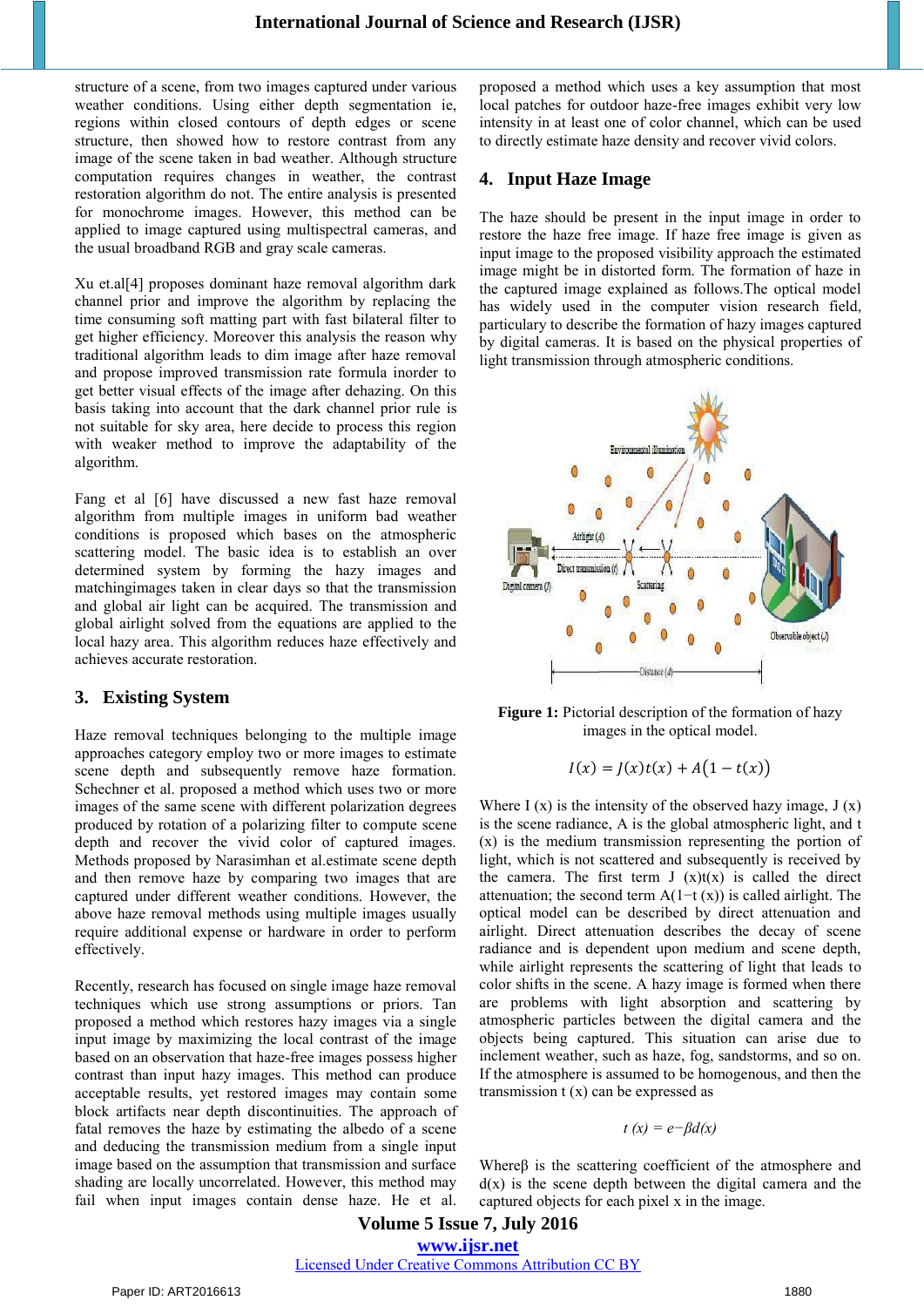structure of a scene, from two images captured under various weather conditions. Using either depth segmentation ie, regions within closed contours of depth edges or scene structure, then showed how to restore contrast from any image of the scene taken in bad weather. Although structure computation requires changes in weather, the contrast restoration algorithm do not. The entire analysis is presented for monochrome images. However, this method can be applied to image captured using multispectral cameras, and the usual broadband RGB and gray scale cameras.

Xu et.al[4] proposes dominant haze removal algorithm dark channel prior and improve the algorithm by replacing the time consuming soft matting part with fast bilateral filter to get higher efficiency. Moreover this analysis the reason why traditional algorithm leads to dim image after haze removal and propose improved transmission rate formula inorder to get better visual effects of the image after dehazing. On this basis taking into account that the dark channel prior rule is not suitable for sky area, here decide to process this region with weaker method to improve the adaptability of the algorithm.

Fang et al [6] have discussed a new fast haze removal algorithm from multiple images in uniform bad weather conditions is proposed which bases on the atmospheric scattering model. The basic idea is to establish an over determined system by forming the hazy images and matchingimages taken in clear days so that the transmission and global air light can be acquired. The transmission and global airlight solved from the equations are applied to the local hazy area. This algorithm reduces haze effectively and achieves accurate restoration.

## 3. Existing System

Haze removal techniques belonging to the multiple image approaches category employ two or more images to estimate scene depth and subsequently remove haze formation. Schechner et al. proposed a method which uses two or more images of the same scene with different polarization degrees produced by rotation of a polarizing filter to compute scene depth and recover the vivid color of captured images. Methods proposed by Narasimhan et al.estimate scene depth and then remove haze by comparing two images that are captured under different weather conditions. However, the above haze removal methods using multiple images usually require additional expense or hardware in order to perform effectively.

Recently, research has focused on single image haze removal techniques which use strong assumptions or priors. Tan proposed a method which restores hazy images via a single input image by maximizing the local contrast of the image based on an observation that haze-free images possess higher contrast than input hazy images. This method can produce acceptable results, yet restored images may contain some block artifacts near depth discontinuities. The approach of fatal removes the haze by estimating the albedo of a scene and deducing the transmission medium from a single input image based on the assumption that transmission and surface shading are locally uncorrelated. However, this method may fail when input images contain dense haze. He et al. proposed a method which uses a key assumption that most local patches for outdoor haze-free images exhibit very low intensity in at least one of color channel, which can be used to directly estimate haze density and recover vivid colors.

## 4. Input Haze Image

The haze should be present in the input image in order to restore the haze free image. If haze free image is given as input image to the proposed visibility approach the estimated image might be in distorted form. The formation of haze in the captured image explained as follows.The optical model has widely used in the computer vision research field, particulary to describe the formation of hazy images captured by digital cameras. It is based on the physical properties of light transmission through atmospheric conditions.

**Figure 1:** Pictorial description of the formation of hazy images in the optical model.

$$I(x) = J(x)t(x) + A\big(1 - t(x)\big)$$

Where I (x) is the intensity of the observed hazy image, J (x) is the scene radiance, A is the global atmospheric light, and t (x) is the medium transmission representing the portion of light, which is not scattered and subsequently is received by the camera. The first term J (x)t(x) is called the direct attenuation; the second term A(1−t (x)) is called airlight. The optical model can be described by direct attenuation and airlight. Direct attenuation describes the decay of scene radiance and is dependent upon medium and scene depth, while airlight represents the scattering of light that leads to color shifts in the scene. A hazy image is formed when there are problems with light absorption and scattering by atmospheric particles between the digital camera and the objects being captured. This situation can arise due to inclement weather, such as haze, fog, sandstorms, and so on. If the atmosphere is assumed to be homogenous, and then the transmission t (x) can be expressed as

$$t(x) = e{-}\beta d(x)$$

Whereβ is the scattering coefficient of the atmosphere and d(x) is the scene depth between the digital camera and the captured objects for each pixel x in the image.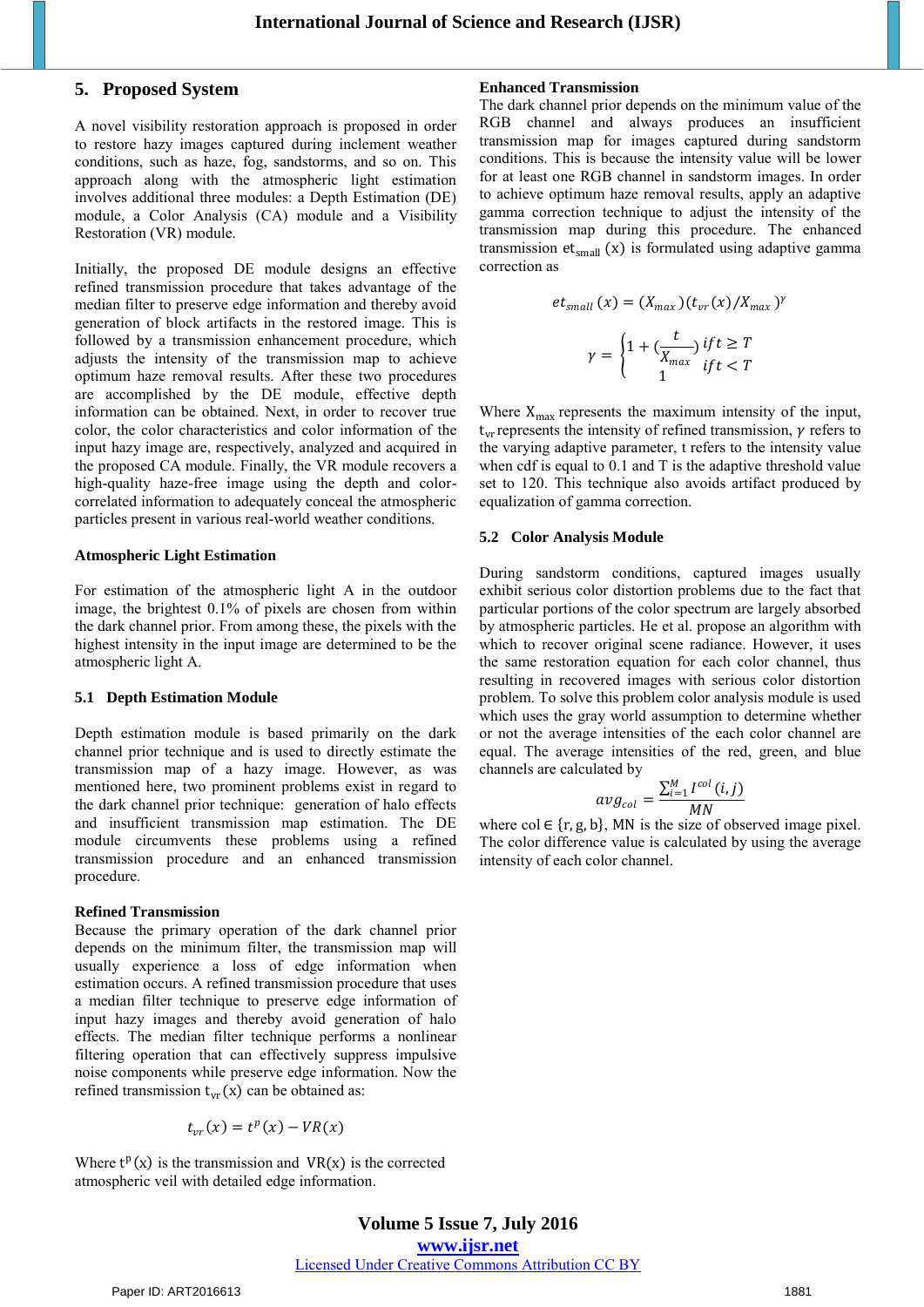## 5. Proposed System

A novel visibility restoration approach is proposed in order to restore hazy images captured during inclement weather conditions, such as haze, fog, sandstorms, and so on. This approach along with the atmospheric light estimation involves additional three modules: a Depth Estimation (DE) module, a Color Analysis (CA) module and a Visibility Restoration (VR) module.

Initially, the proposed DE module designs an effective refined transmission procedure that takes advantage of the median filter to preserve edge information and thereby avoid generation of block artifacts in the restored image. This is followed by a transmission enhancement procedure, which adjusts the intensity of the transmission map to achieve optimum haze removal results. After these two procedures are accomplished by the DE module, effective depth information can be obtained. Next, in order to recover true color, the color characteristics and color information of the input hazy image are, respectively, analyzed and acquired in the proposed CA module. Finally, the VR module recovers a high-quality haze-free image using the depth and color-correlated information to adequately conceal the atmospheric particles present in various real-world weather conditions.

### Atmospheric Light Estimation

For estimation of the atmospheric light A in the outdoor image, the brightest 0.1% of pixels are chosen from within the dark channel prior. From among these, the pixels with the highest intensity in the input image are determined to be the atmospheric light A.

### 5.1 Depth Estimation Module

Depth estimation module is based primarily on the dark channel prior technique and is used to directly estimate the transmission map of a hazy image. However, as was mentioned here, two prominent problems exist in regard to the dark channel prior technique: generation of halo effects and insufficient transmission map estimation. The DE module circumvents these problems using a refined transmission procedure and an enhanced transmission procedure.

**Refined Transmission**

Because the primary operation of the dark channel prior depends on the minimum filter, the transmission map will usually experience a loss of edge information when estimation occurs. A refined transmission procedure that uses a median filter technique to preserve edge information of input hazy images and thereby avoid generation of halo effects. The median filter technique performs a nonlinear filtering operation that can effectively suppress impulsive noise components while preserve edge information. Now the refined transmission $t_{vr}(x)$ can be obtained as:

$$t_{vr}(x) = t^{p}(x) - VR(x)$$

Where $t^{p}(x)$ is the transmission and $VR(x)$ is the corrected atmospheric veil with detailed edge information.

**Enhanced Transmission**

The dark channel prior depends on the minimum value of the RGB channel and always produces an insufficient transmission map for images captured during sandstorm conditions. This is because the intensity value will be lower for at least one RGB channel in sandstorm images. In order to achieve optimum haze removal results, apply an adaptive gamma correction technique to adjust the intensity of the transmission map during this procedure. The enhanced transmission $et_{small}(x)$ is formulated using adaptive gamma correction as

$$et_{small}(x) = (X_{max})(t_{vr}(x)/X_{max})^{\gamma}$$

$$\gamma = \begin{cases} 1 + (\frac{t}{X_{max}}) & if\, t \geq T \\ 1 & if\, t < T \end{cases}$$

Where $X_{max}$ represents the maximum intensity of the input, $t_{vr}$ represents the intensity of refined transmission, $\gamma$ refers to the varying adaptive parameter, t refers to the intensity value when cdf is equal to 0.1 and T is the adaptive threshold value set to 120. This technique also avoids artifact produced by equalization of gamma correction.

### 5.2 Color Analysis Module

During sandstorm conditions, captured images usually exhibit serious color distortion problems due to the fact that particular portions of the color spectrum are largely absorbed by atmospheric particles. He et al. propose an algorithm with which to recover original scene radiance. However, it uses the same restoration equation for each color channel, thus resulting in recovered images with serious color distortion problem. To solve this problem color analysis module is used which uses the gray world assumption to determine whether or not the average intensities of the each color channel are equal. The average intensities of the red, green, and blue channels are calculated by

$$avg_{col} = \frac{\sum_{i=1}^{M} I^{col}(i,j)}{MN}$$

where col ∈ {r, g, b}, MN is the size of observed image pixel. The color difference value is calculated by using the average intensity of each color channel.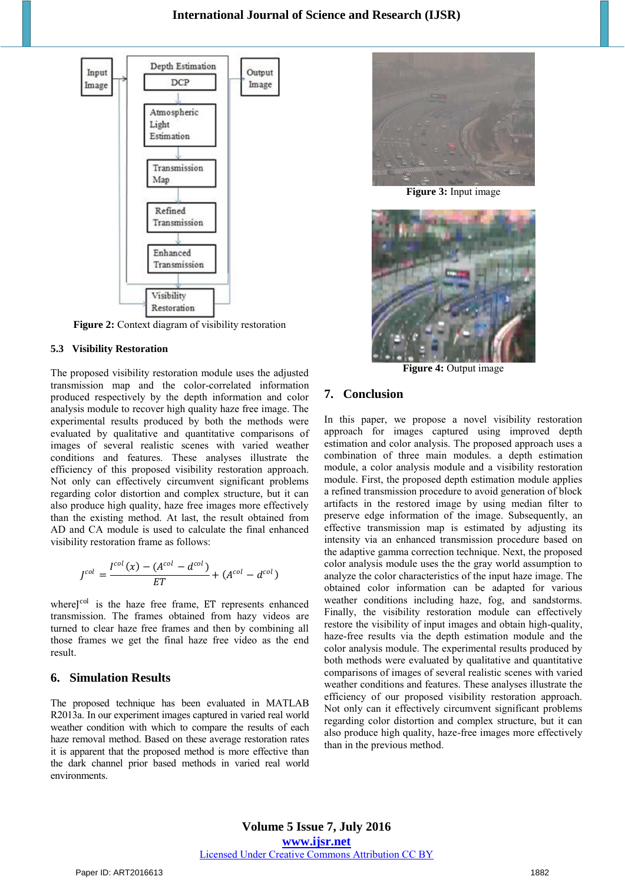Figure 2: Context diagram of visibility restoration

### 5.3 Visibility Restoration

The proposed visibility restoration module uses the adjusted transmission map and the color-correlated information produced respectively by the depth information and color analysis module to recover high quality haze free image. The experimental results produced by both the methods were evaluated by qualitative and quantitative comparisons of images of several realistic scenes with varied weather conditions and features. These analyses illustrate the efficiency of this proposed visibility restoration approach. Not only can effectively circumvent significant problems regarding color distortion and complex structure, but it can also produce high quality, haze free images more effectively than the existing method. At last, the result obtained from AD and CA module is used to calculate the final enhanced visibility restoration frame as follows:

$$J^{col} = \frac{I^{col}(x) - (A^{col} - d^{col})}{ET} + (A^{col} - d^{col})$$

where$J^{col}$ is the haze free frame, ET represents enhanced transmission. The frames obtained from hazy videos are turned to clear haze free frames and then by combining all those frames we get the final haze free video as the end result.

## 6. Simulation Results

The proposed technique has been evaluated in MATLAB R2013a. In our experiment images captured in varied real world weather condition with which to compare the results of each haze removal method. Based on these average restoration rates it is apparent that the proposed method is more effective than the dark channel prior based methods in varied real world environments.

**Figure 3:** Input image

**Figure 4:** Output image

## 7. Conclusion

In this paper, we propose a novel visibility restoration approach for images captured using improved depth estimation and color analysis. The proposed approach uses a combination of three main modules. a depth estimation module, a color analysis module and a visibility restoration module. First, the proposed depth estimation module applies a refined transmission procedure to avoid generation of block artifacts in the restored image by using median filter to preserve edge information of the image. Subsequently, an effective transmission map is estimated by adjusting its intensity via an enhanced transmission procedure based on the adaptive gamma correction technique. Next, the proposed color analysis module uses the the gray world assumption to analyze the color characteristics of the input haze image. The obtained color information can be adapted for various weather conditions including haze, fog, and sandstorms. Finally, the visibility restoration module can effectively restore the visibility of input images and obtain high-quality, haze-free results via the depth estimation module and the color analysis module. The experimental results produced by both methods were evaluated by qualitative and quantitative comparisons of images of several realistic scenes with varied weather conditions and features. These analyses illustrate the efficiency of our proposed visibility restoration approach. Not only can it effectively circumvent significant problems regarding color distortion and complex structure, but it can also produce high quality, haze-free images more effectively than in the previous method.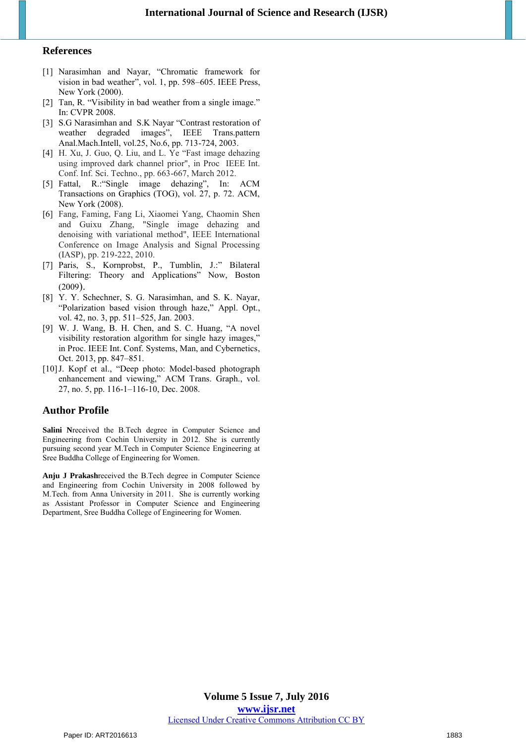## References

[1] Narasimhan and Nayar, “Chromatic framework for vision in bad weather”, vol. 1, pp. 598–605. IEEE Press, New York (2000).

[2] Tan, R. “Visibility in bad weather from a single image.” In: CVPR 2008.

[3] S.G Narasimhan and S.K Nayar “Contrast restoration of weather degraded images”, IEEE Trans.pattern Anal.Mach.Intell, vol.25, No.6, pp. 713-724, 2003.

[4] H. Xu, J. Guo, Q. Liu, and L. Ye “Fast image dehazing using improved dark channel prior", in Proc IEEE Int. Conf. Inf. Sci. Techno., pp. 663-667, March 2012.

[5] Fattal, R.:“Single image dehazing”, In: ACM Transactions on Graphics (TOG), vol. 27, p. 72. ACM, New York (2008).

[6] Fang, Faming, Fang Li, Xiaomei Yang, Chaomin Shen and Guixu Zhang, "Single image dehazing and denoising with variational method", IEEE International Conference on Image Analysis and Signal Processing (IASP), pp. 219-222, 2010.

[7] Paris, S., Kornprobst, P., Tumblin, J.:” Bilateral Filtering: Theory and Applications” Now, Boston (2009).

[8] Y. Y. Schechner, S. G. Narasimhan, and S. K. Nayar, “Polarization based vision through haze,” Appl. Opt., vol. 42, no. 3, pp. 511–525, Jan. 2003.

[9] W. J. Wang, B. H. Chen, and S. C. Huang, “A novel visibility restoration algorithm for single hazy images,” in Proc. IEEE Int. Conf. Systems, Man, and Cybernetics, Oct. 2013, pp. 847–851.

[10] J. Kopf et al., “Deep photo: Model-based photograph enhancement and viewing,” ACM Trans. Graph., vol. 27, no. 5, pp. 116-1–116-10, Dec. 2008.

## Author Profile

**Salini N**received the B.Tech degree in Computer Science and Engineering from Cochin University in 2012. She is currently pursuing second year M.Tech in Computer Science Engineering at Sree Buddha College of Engineering for Women.

**Anju J Prakash**received the B.Tech degree in Computer Science and Engineering from Cochin University in 2008 followed by M.Tech. from Anna University in 2011. She is currently working as Assistant Professor in Computer Science and Engineering Department, Sree Buddha College of Engineering for Women.